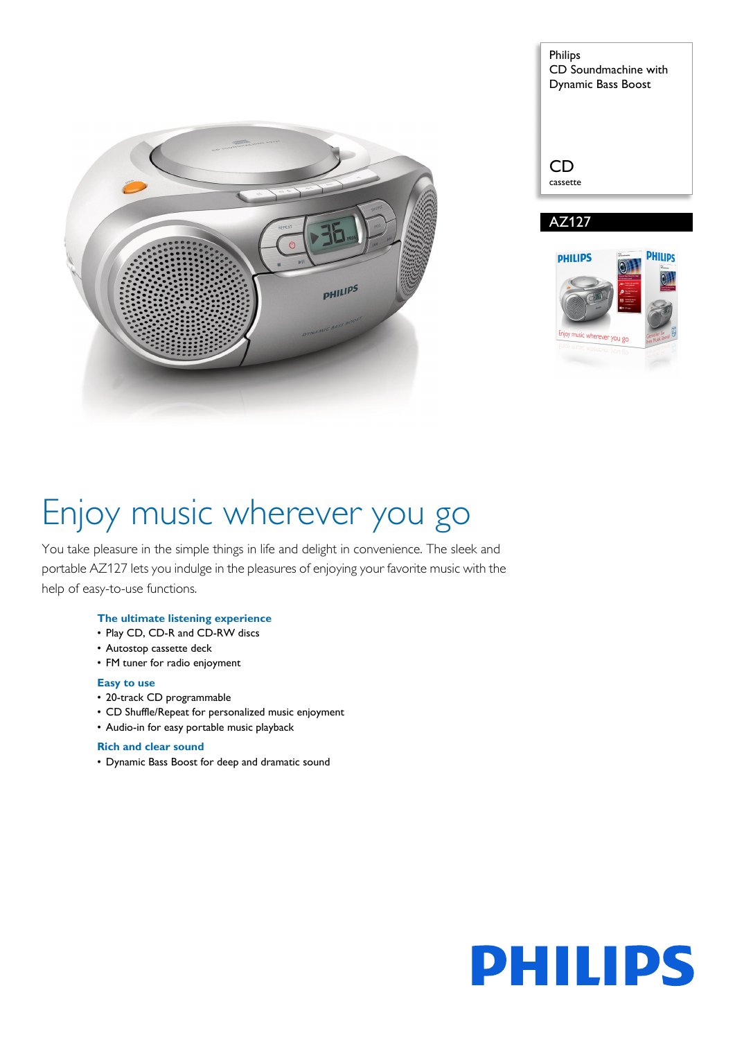Philips
CD Soundmachine with
Dynamic Bass Boost

CD
cassette

AZ127

# Enjoy music wherever you go

You take pleasure in the simple things in life and delight in convenience. The sleek and portable AZ127 lets you indulge in the pleasures of enjoying your favorite music with the help of easy-to-use functions.

### The ultimate listening experience

- Play CD, CD-R and CD-RW discs
- Autostop cassette deck
- FM tuner for radio enjoyment

### Easy to use

- 20-track CD programmable
- CD Shuffle/Repeat for personalized music enjoyment
- Audio-in for easy portable music playback

### Rich and clear sound

- Dynamic Bass Boost for deep and dramatic sound

PHILIPS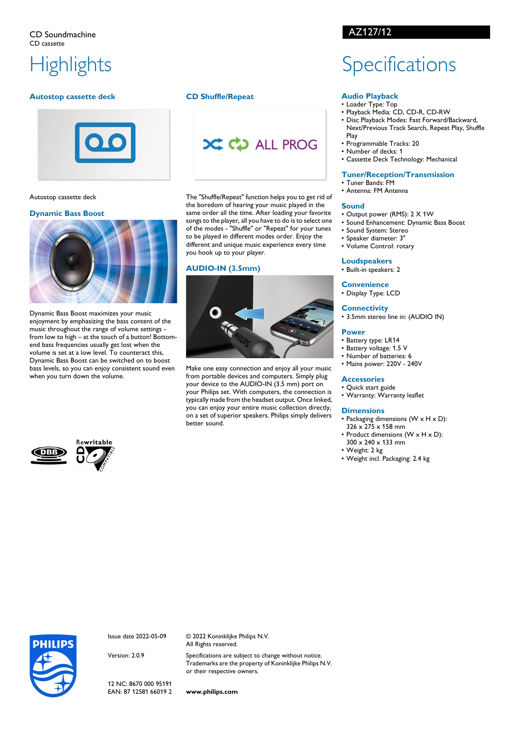CD Soundmachine
CD cassette

AZ127/12

# Highlights

### Autostop cassette deck

Autostop cassette deck

### Dynamic Bass Boost

Dynamic Bass Boost maximizes your music enjoyment by emphasizing the bass content of the music throughout the range of volume settings - from low to high – at the touch of a button! Bottom-end bass frequencies usually get lost when the volume is set at a low level. To counteract this, Dynamic Bass Boost can be switched on to boost bass levels, so you can enjoy consistent sound even when you turn down the volume.

### CD Shuffle/Repeat

The "Shuffle/Repeat" function helps you to get rid of the boredom of hearing your music played in the same order all the time. After loading your favorite songs to the player, all you have to do is to select one of the modes - "Shuffle" or "Repeat" for your tunes to be played in different modes order. Enjoy the different and unique music experience every time you hook up to your player.

### AUDIO-IN (3.5mm)

Make one easy connection and enjoy all your music from portable devices and computers. Simply plug your device to the AUDIO-IN (3.5 mm) port on your Philips set. With computers, the connection is typically made from the headset output. Once linked, you can enjoy your entire music collection directly, on a set of superior speakers. Philips simply delivers better sound.

# Specifications

### Audio Playback
- Loader Type: Top
- Playback Media: CD, CD-R, CD-RW
- Disc Playback Modes: Fast Forward/Backward, Next/Previous Track Search, Repeat Play, Shuffle Play
- Programmable Tracks: 20
- Number of decks: 1
- Cassette Deck Technology: Mechanical

### Tuner/Reception/Transmission
- Tuner Bands: FM
- Antenna: FM Antenna

### Sound
- Output power (RMS): 2 X 1W
- Sound Enhancement: Dynamic Bass Boost
- Sound System: Stereo
- Speaker diameter: 3"
- Volume Control: rotary

### Loudspeakers
- Built-in speakers: 2

### Convenience
- Display Type: LCD

### Connectivity
- 3.5mm stereo line in: (AUDIO IN)

### Power
- Battery type: LR14
- Battery voltage: 1.5 V
- Number of batteries: 6
- Mains power: 220V - 240V

### Accessories
- Quick start guide
- Warranty: Warranty leaflet

### Dimensions
- Packaging dimensions (W x H x D): 326 x 275 x 158 mm
- Product dimensions (W x H x D): 300 x 240 x 133 mm
- Weight: 2 kg
- Weight incl. Packaging: 2.4 kg

Issue date 2022-05-09

Version: 2.0.9

12 NC: 8670 000 95191
EAN: 87 12581 66019 2

© 2022 Koninklijke Philips N.V.
All Rights reserved.

Specifications are subject to change without notice. Trademarks are the property of Koninklijke Philips N.V. or their respective owners.

**www.philips.com**